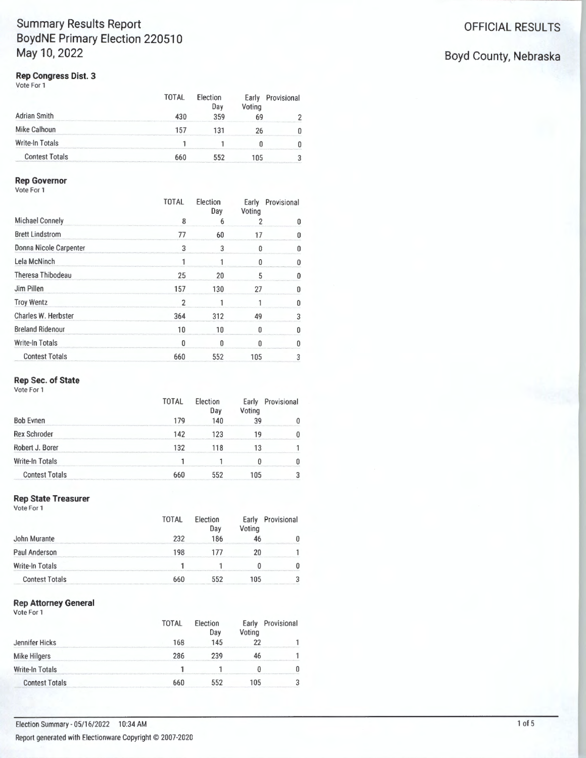# Summary Results Report
# BoydNE Primary Election 220510
# May 10, 2022

OFFICIAL RESULTS

Boyd County, Nebraska

### Rep Congress Dist. 3

Vote For 1

| | TOTAL | Election Day | Early Voting | Provisional |
|---|---|---|---|---|
| Adrian Smith | 430 | 359 | 69 | 2 |
| Mike Calhoun | 157 | 131 | 26 | 0 |
| Write-In Totals | 1 | 1 | 0 | 0 |
| Contest Totals | 660 | 552 | 105 | 3 |

### Rep Governor

Vote For 1

| | TOTAL | Election Day | Early Voting | Provisional |
|---|---|---|---|---|
| Michael Connely | 8 | 6 | 2 | 0 |
| Brett Lindstrom | 77 | 60 | 17 | 0 |
| Donna Nicole Carpenter | 3 | 3 | 0 | 0 |
| Lela McNinch | 1 | 1 | 0 | 0 |
| Theresa Thibodeau | 25 | 20 | 5 | 0 |
| Jim Pillen | 157 | 130 | 27 | 0 |
| Troy Wentz | 2 | 1 | 1 | 0 |
| Charles W. Herbster | 364 | 312 | 49 | 3 |
| Breland Ridenour | 10 | 10 | 0 | 0 |
| Write-In Totals | 0 | 0 | 0 | 0 |
| Contest Totals | 660 | 552 | 105 | 3 |

### Rep Sec. of State

Vote For 1

| | TOTAL | Election Day | Early Voting | Provisional |
|---|---|---|---|---|
| Bob Evnen | 179 | 140 | 39 | 0 |
| Rex Schroder | 142 | 123 | 19 | 0 |
| Robert J. Borer | 132 | 118 | 13 | 1 |
| Write-In Totals | 1 | 1 | 0 | 0 |
| Contest Totals | 660 | 552 | 105 | 3 |

### Rep State Treasurer

Vote For 1

| | TOTAL | Election Day | Early Voting | Provisional |
|---|---|---|---|---|
| John Murante | 232 | 186 | 46 | 0 |
| Paul Anderson | 198 | 177 | 20 | 1 |
| Write-In Totals | 1 | 1 | 0 | 0 |
| Contest Totals | 660 | 552 | 105 | 3 |

### Rep Attorney General

Vote For 1

| | TOTAL | Election Day | Early Voting | Provisional |
|---|---|---|---|---|
| Jennifer Hicks | 168 | 145 | 22 | 1 |
| Mike Hilgers | 286 | 239 | 46 | 1 |
| Write-In Totals | 1 | 1 | 0 | 0 |
| Contest Totals | 660 | 552 | 105 | 3 |

Election Summary - 05/16/2022 10:34 AM

Report generated with Electionware Copyright © 2007-2020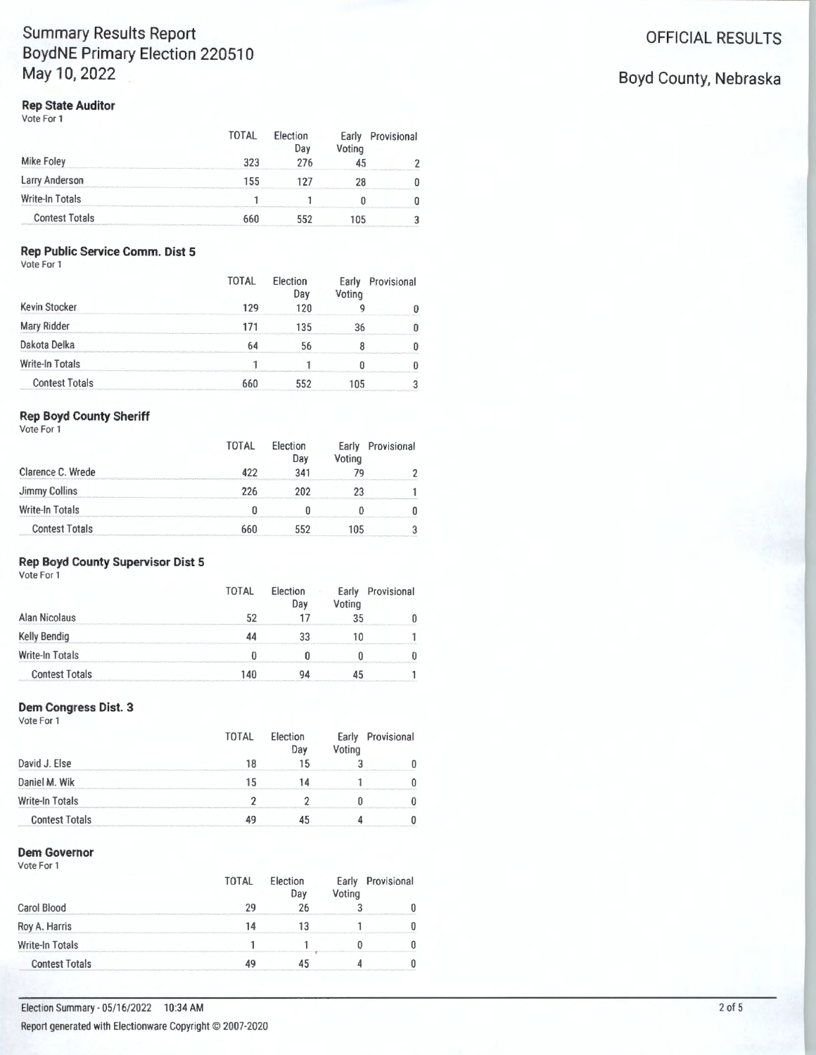# Summary Results Report
## BoydNE Primary Election 220510
## May 10, 2022

**OFFICIAL RESULTS**

**Boyd County, Nebraska**

### Rep State Auditor
Vote For 1

| | TOTAL | Election Day | Early Voting | Provisional |
|---|---|---|---|---|
| Mike Foley | 323 | 276 | 45 | 2 |
| Larry Anderson | 155 | 127 | 28 | 0 |
| Write-In Totals | 1 | 1 | 0 | 0 |
| Contest Totals | 660 | 552 | 105 | 3 |

### Rep Public Service Comm. Dist 5
Vote For 1

| | TOTAL | Election Day | Early Voting | Provisional |
|---|---|---|---|---|
| Kevin Stocker | 129 | 120 | 9 | 0 |
| Mary Ridder | 171 | 135 | 36 | 0 |
| Dakota Delka | 64 | 56 | 8 | 0 |
| Write-In Totals | 1 | 1 | 0 | 0 |
| Contest Totals | 660 | 552 | 105 | 3 |

### Rep Boyd County Sheriff
Vote For 1

| | TOTAL | Election Day | Early Voting | Provisional |
|---|---|---|---|---|
| Clarence C. Wrede | 422 | 341 | 79 | 2 |
| Jimmy Collins | 226 | 202 | 23 | 1 |
| Write-In Totals | 0 | 0 | 0 | 0 |
| Contest Totals | 660 | 552 | 105 | 3 |

### Rep Boyd County Supervisor Dist 5
Vote For 1

| | TOTAL | Election Day | Early Voting | Provisional |
|---|---|---|---|---|
| Alan Nicolaus | 52 | 17 | 35 | 0 |
| Kelly Bendig | 44 | 33 | 10 | 1 |
| Write-In Totals | 0 | 0 | 0 | 0 |
| Contest Totals | 140 | 94 | 45 | 1 |

### Dem Congress Dist. 3
Vote For 1

| | TOTAL | Election Day | Early Voting | Provisional |
|---|---|---|---|---|
| David J. Else | 18 | 15 | 3 | 0 |
| Daniel M. Wik | 15 | 14 | 1 | 0 |
| Write-In Totals | 2 | 2 | 0 | 0 |
| Contest Totals | 49 | 45 | 4 | 0 |

### Dem Governor
Vote For 1

| | TOTAL | Election Day | Early Voting | Provisional |
|---|---|---|---|---|
| Carol Blood | 29 | 26 | 3 | 0 |
| Roy A. Harris | 14 | 13 | 1 | 0 |
| Write-In Totals | 1 | 1 | 0 | 0 |
| Contest Totals | 49 | 45 | 4 | 0 |

Election Summary - 05/16/2022 10:34 AM

Report generated with Electionware Copyright © 2007-2020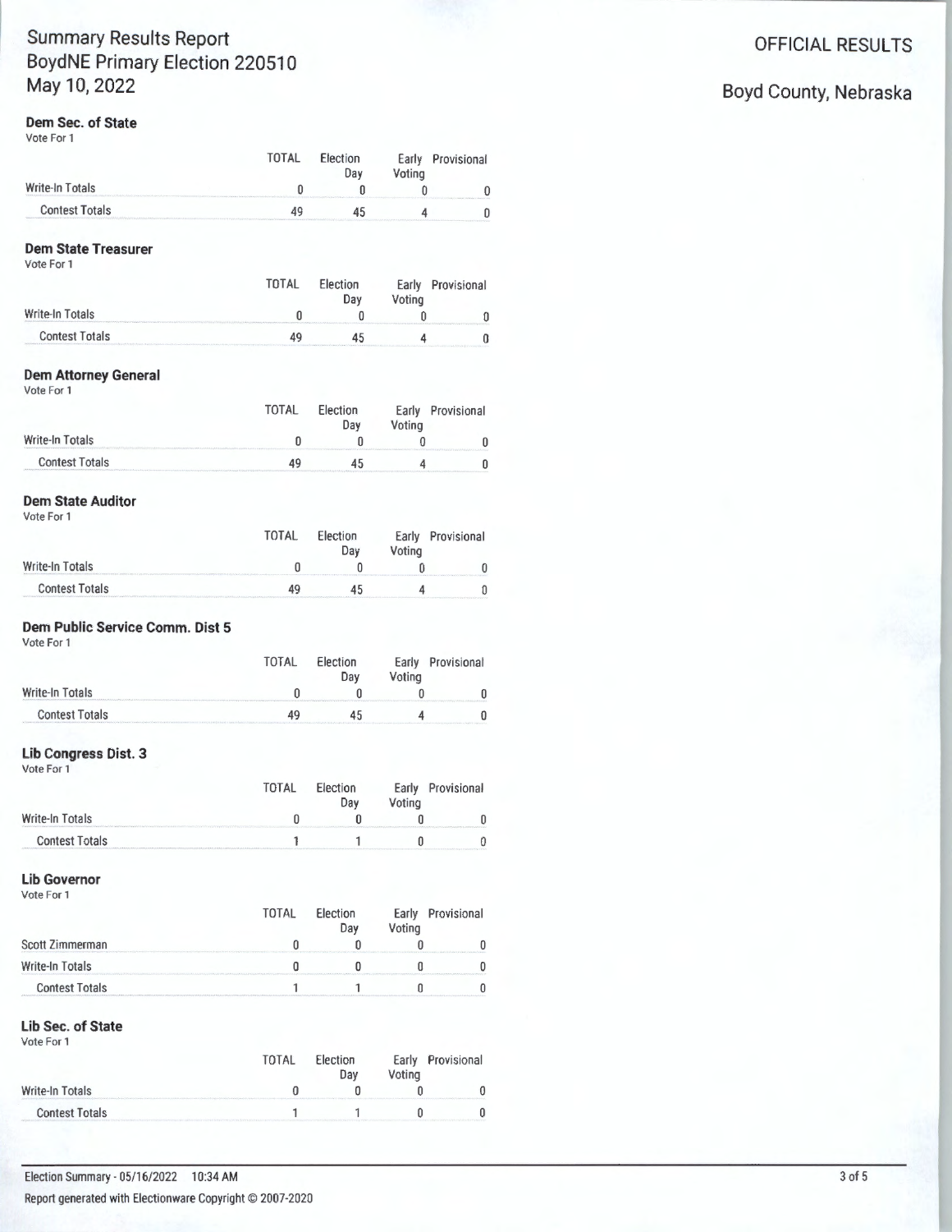# Summary Results Report
# BoydNE Primary Election 220510
# May 10, 2022

**OFFICIAL RESULTS**

**Boyd County, Nebraska**

### Dem Sec. of State
Vote For 1

| | TOTAL | Election Day | Early Voting | Provisional |
|---|---|---|---|---|
| Write-In Totals | 0 | 0 | 0 | 0 |
| Contest Totals | 49 | 45 | 4 | 0 |

### Dem State Treasurer
Vote For 1

| | TOTAL | Election Day | Early Voting | Provisional |
|---|---|---|---|---|
| Write-In Totals | 0 | 0 | 0 | 0 |
| Contest Totals | 49 | 45 | 4 | 0 |

### Dem Attorney General
Vote For 1

| | TOTAL | Election Day | Early Voting | Provisional |
|---|---|---|---|---|
| Write-In Totals | 0 | 0 | 0 | 0 |
| Contest Totals | 49 | 45 | 4 | 0 |

### Dem State Auditor
Vote For 1

| | TOTAL | Election Day | Early Voting | Provisional |
|---|---|---|---|---|
| Write-In Totals | 0 | 0 | 0 | 0 |
| Contest Totals | 49 | 45 | 4 | 0 |

### Dem Public Service Comm. Dist 5
Vote For 1

| | TOTAL | Election Day | Early Voting | Provisional |
|---|---|---|---|---|
| Write-In Totals | 0 | 0 | 0 | 0 |
| Contest Totals | 49 | 45 | 4 | 0 |

### Lib Congress Dist. 3
Vote For 1

| | TOTAL | Election Day | Early Voting | Provisional |
|---|---|---|---|---|
| Write-In Totals | 0 | 0 | 0 | 0 |
| Contest Totals | 1 | 1 | 0 | 0 |

### Lib Governor
Vote For 1

| | TOTAL | Election Day | Early Voting | Provisional |
|---|---|---|---|---|
| Scott Zimmerman | 0 | 0 | 0 | 0 |
| Write-In Totals | 0 | 0 | 0 | 0 |
| Contest Totals | 1 | 1 | 0 | 0 |

### Lib Sec. of State
Vote For 1

| | TOTAL | Election Day | Early Voting | Provisional |
|---|---|---|---|---|
| Write-In Totals | 0 | 0 | 0 | 0 |
| Contest Totals | 1 | 1 | 0 | 0 |

Election Summary - 05/16/2022 10:34 AM

Report generated with Electionware Copyright © 2007-2020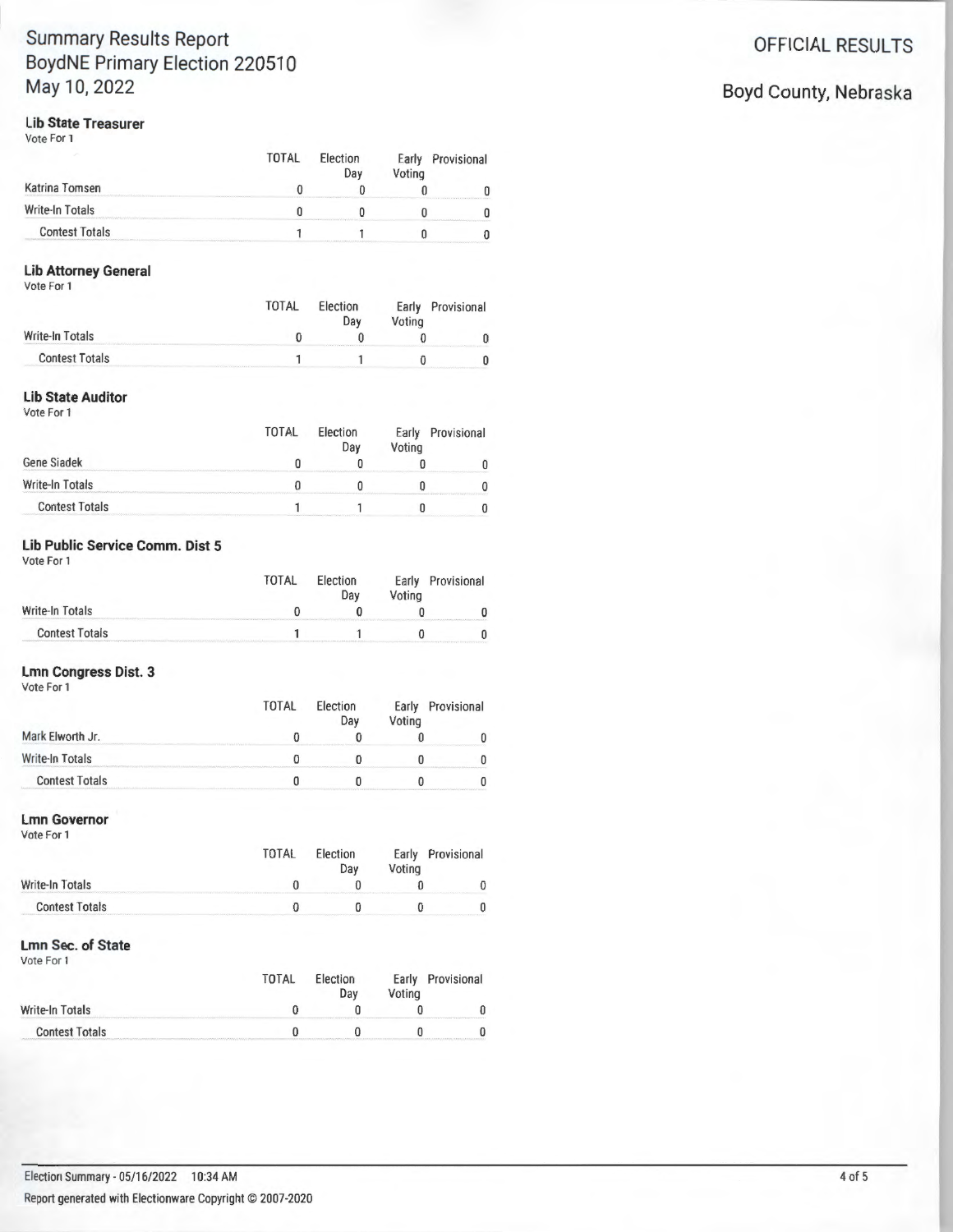# Summary Results Report

# OFFICIAL RESULTS

BoydNE Primary Election 220510

May 10, 2022

Boyd County, Nebraska

### Lib State Treasurer

Vote For 1

| | TOTAL | Election Day | Early Voting | Provisional |
|---|---|---|---|---|
| Katrina Tomsen | 0 | 0 | 0 | 0 |
| Write-In Totals | 0 | 0 | 0 | 0 |
| Contest Totals | 1 | 1 | 0 | 0 |

### Lib Attorney General

Vote For 1

| | TOTAL | Election Day | Early Voting | Provisional |
|---|---|---|---|---|
| Write-In Totals | 0 | 0 | 0 | 0 |
| Contest Totals | 1 | 1 | 0 | 0 |

### Lib State Auditor

Vote For 1

| | TOTAL | Election Day | Early Voting | Provisional |
|---|---|---|---|---|
| Gene Siadek | 0 | 0 | 0 | 0 |
| Write-In Totals | 0 | 0 | 0 | 0 |
| Contest Totals | 1 | 1 | 0 | 0 |

### Lib Public Service Comm. Dist 5

Vote For 1

| | TOTAL | Election Day | Early Voting | Provisional |
|---|---|---|---|---|
| Write-In Totals | 0 | 0 | 0 | 0 |
| Contest Totals | 1 | 1 | 0 | 0 |

### Lmn Congress Dist. 3

Vote For 1

| | TOTAL | Election Day | Early Voting | Provisional |
|---|---|---|---|---|
| Mark Elworth Jr. | 0 | 0 | 0 | 0 |
| Write-In Totals | 0 | 0 | 0 | 0 |
| Contest Totals | 0 | 0 | 0 | 0 |

### Lmn Governor

Vote For 1

| | TOTAL | Election Day | Early Voting | Provisional |
|---|---|---|---|---|
| Write-In Totals | 0 | 0 | 0 | 0 |
| Contest Totals | 0 | 0 | 0 | 0 |

### Lmn Sec. of State

Vote For 1

| | TOTAL | Election Day | Early Voting | Provisional |
|---|---|---|---|---|
| Write-In Totals | 0 | 0 | 0 | 0 |
| Contest Totals | 0 | 0 | 0 | 0 |

Election Summary - 05/16/2022 10:34 AM

Report generated with Electionware Copyright © 2007-2020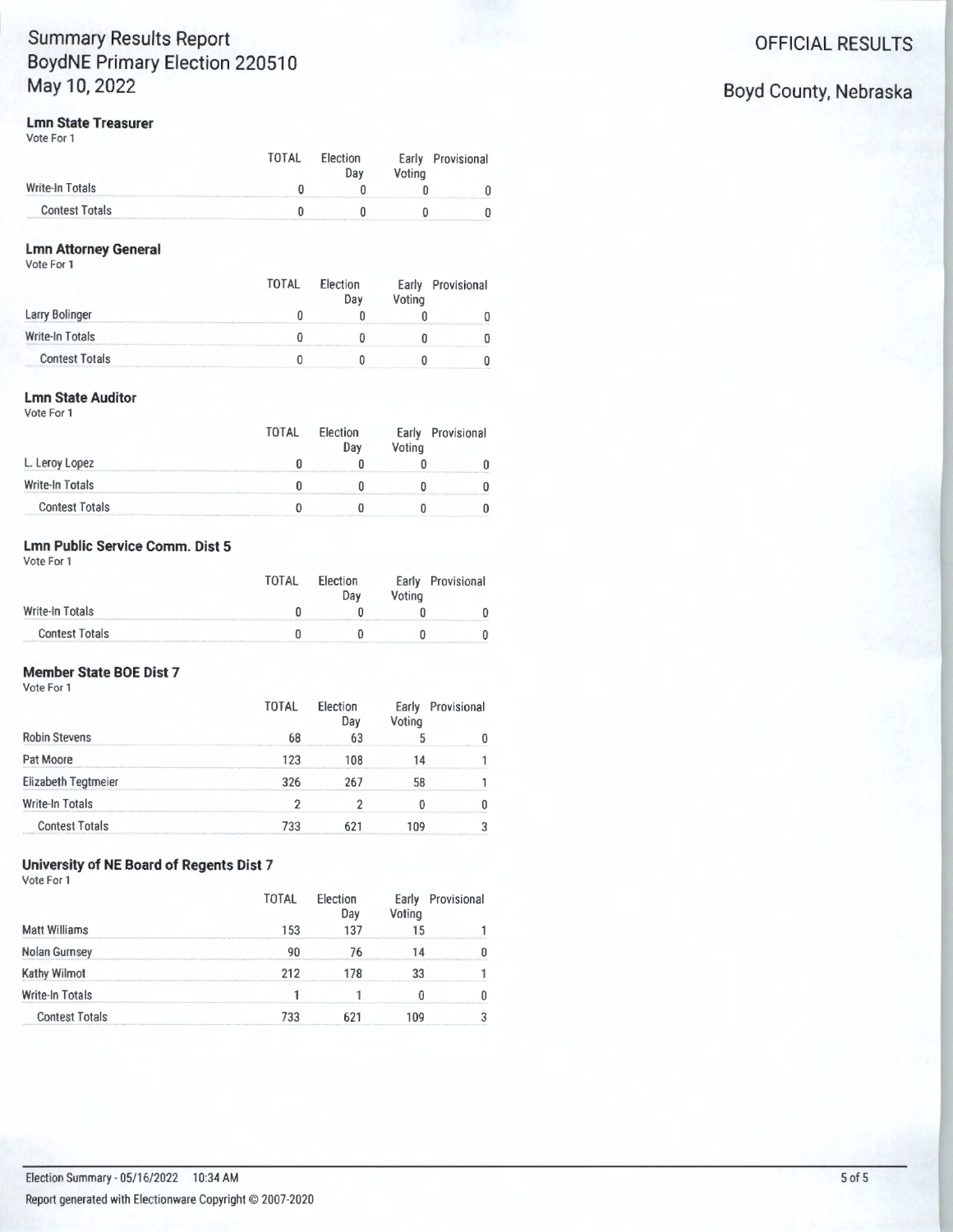# Summary Results Report
## BoydNE Primary Election 220510
## May 10, 2022

**OFFICIAL RESULTS**

**Boyd County, Nebraska**

### Lmn State Treasurer
Vote For 1

| | TOTAL | Election Day | Early Voting | Provisional |
|---|---|---|---|---|
| Write-In Totals | 0 | 0 | 0 | 0 |
| Contest Totals | 0 | 0 | 0 | 0 |

### Lmn Attorney General
Vote For 1

| | TOTAL | Election Day | Early Voting | Provisional |
|---|---|---|---|---|
| Larry Bolinger | 0 | 0 | 0 | 0 |
| Write-In Totals | 0 | 0 | 0 | 0 |
| Contest Totals | 0 | 0 | 0 | 0 |

### Lmn State Auditor
Vote For 1

| | TOTAL | Election Day | Early Voting | Provisional |
|---|---|---|---|---|
| L. Leroy Lopez | 0 | 0 | 0 | 0 |
| Write-In Totals | 0 | 0 | 0 | 0 |
| Contest Totals | 0 | 0 | 0 | 0 |

### Lmn Public Service Comm. Dist 5
Vote For 1

| | TOTAL | Election Day | Early Voting | Provisional |
|---|---|---|---|---|
| Write-In Totals | 0 | 0 | 0 | 0 |
| Contest Totals | 0 | 0 | 0 | 0 |

### Member State BOE Dist 7
Vote For 1

| | TOTAL | Election Day | Early Voting | Provisional |
|---|---|---|---|---|
| Robin Stevens | 68 | 63 | 5 | 0 |
| Pat Moore | 123 | 108 | 14 | 1 |
| Elizabeth Tegtmeier | 326 | 267 | 58 | 1 |
| Write-In Totals | 2 | 2 | 0 | 0 |
| Contest Totals | 733 | 621 | 109 | 3 |

### University of NE Board of Regents Dist 7
Vote For 1

| | TOTAL | Election Day | Early Voting | Provisional |
|---|---|---|---|---|
| Matt Williams | 153 | 137 | 15 | 1 |
| Nolan Gurnsey | 90 | 76 | 14 | 0 |
| Kathy Wilmot | 212 | 178 | 33 | 1 |
| Write-In Totals | 1 | 1 | 0 | 0 |
| Contest Totals | 733 | 621 | 109 | 3 |

Election Summary - 05/16/2022 10:34 AM

Report generated with Electionware Copyright © 2007-2020